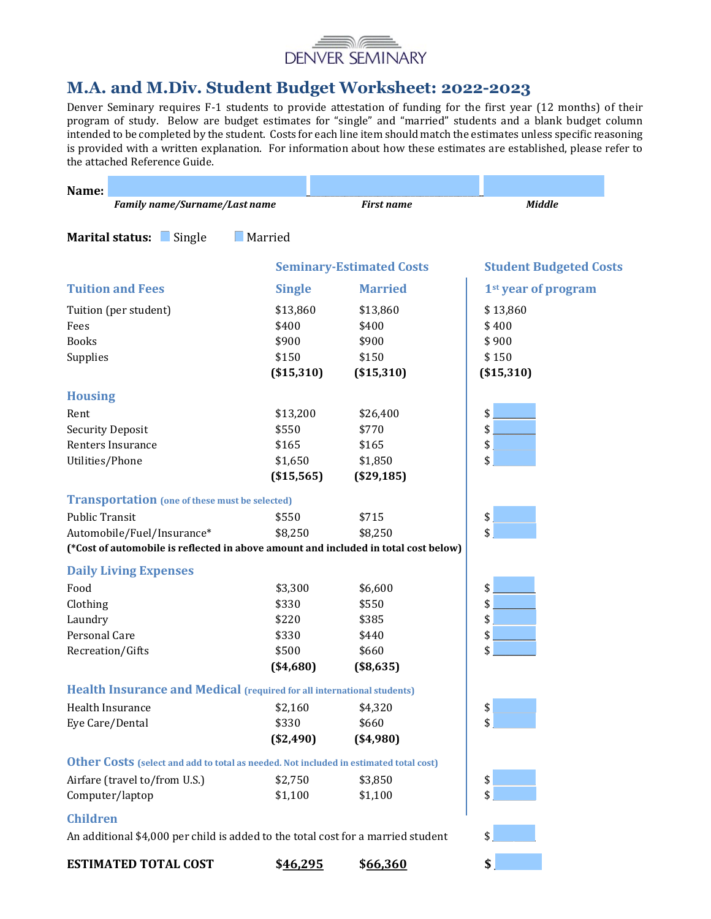DENVER SEMINARY

# M.A. and M.Div. Student Budget Worksheet: 2022-2023

Denver Seminary requires F-1 students to provide attestation of funding for the first year (12 months) of their program of study. Below are budget estimates for "single" and "married" students and a blank budget column intended to be completed by the student. Costs for each line item should match the estimates unless specific reasoning is provided with a written explanation. For information about how these estimates are established, please refer to the attached Reference Guide.

**Name:** ______________________ ______________________ ______________________

*Family name/Surname/Last name* — *First name* — *Middle*

**Marital status:** ☐ Single ☐ Married

| | Seminary-Estimated Costs | | Student Budgeted Costs |
|---|---|---|---|
| **Tuition and Fees** | **Single** | **Married** | **1st year of program** |
| Tuition (per student) | $13,860 | $13,860 | $ 13,860 |
| Fees | $400 | $400 | $ 400 |
| Books | $900 | $900 | $ 900 |
| Supplies | $150 | $150 | $ 150 |
| | **($15,310)** | **($15,310)** | **($15,310)** |
| **Housing** | | | |
| Rent | $13,200 | $26,400 | $ |
| Security Deposit | $550 | $770 | $ |
| Renters Insurance | $165 | $165 | $ |
| Utilities/Phone | $1,650 | $1,850 | $ |
| | **($15,565)** | **($29,185)** | |
| **Transportation** (one of these must be selected) | | | |
| Public Transit | $550 | $715 | $ |
| Automobile/Fuel/Insurance* | $8,250 | $8,250 | $ |
| **(*Cost of automobile is reflected in above amount and included in total cost below)** | | | |
| **Daily Living Expenses** | | | |
| Food | $3,300 | $6,600 | $ |
| Clothing | $330 | $550 | $ |
| Laundry | $220 | $385 | $ |
| Personal Care | $330 | $440 | $ |
| Recreation/Gifts | $500 | $660 | $ |
| | **($4,680)** | **($8,635)** | |
| **Health Insurance and Medical** (required for all international students) | | | |
| Health Insurance | $2,160 | $4,320 | $ |
| Eye Care/Dental | $330 | $660 | $ |
| | **($2,490)** | **($4,980)** | |
| **Other Costs** (select and add to total as needed. Not included in estimated total cost) | | | |
| Airfare (travel to/from U.S.) | $2,750 | $3,850 | $ |
| Computer/laptop | $1,100 | $1,100 | $ |
| **Children** | | | |
| An additional $4,000 per child is added to the total cost for a married student | | | $ |
| **ESTIMATED TOTAL COST** | **$46,295** | **$66,360** | **$** |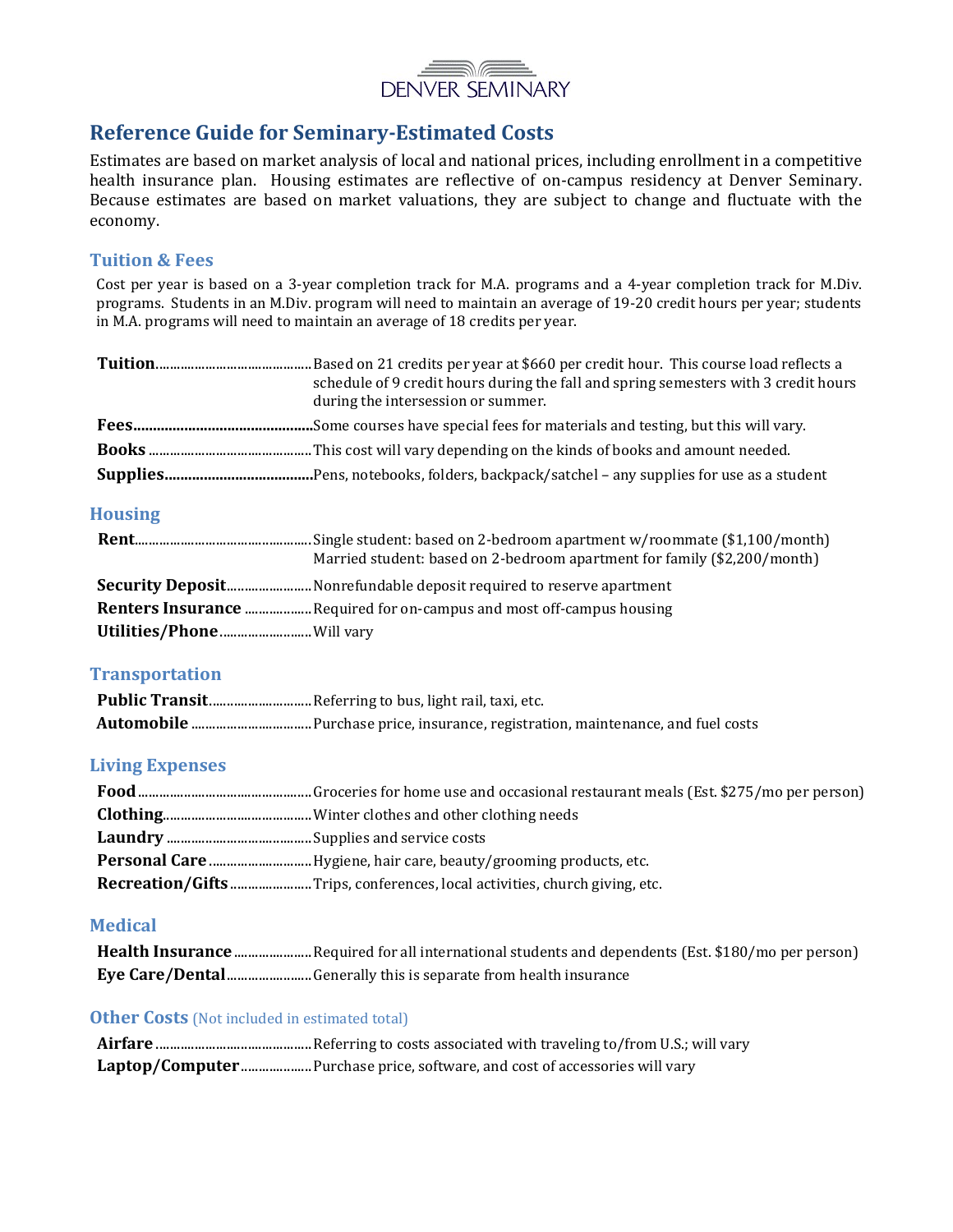DENVER SEMINARY

# Reference Guide for Seminary-Estimated Costs

Estimates are based on market analysis of local and national prices, including enrollment in a competitive health insurance plan. Housing estimates are reflective of on-campus residency at Denver Seminary. Because estimates are based on market valuations, they are subject to change and fluctuate with the economy.

## Tuition & Fees

Cost per year is based on a 3-year completion track for M.A. programs and a 4-year completion track for M.Div. programs. Students in an M.Div. program will need to maintain an average of 19-20 credit hours per year; students in M.A. programs will need to maintain an average of 18 credits per year.

**Tuition**........ Based on 21 credits per year at $660 per credit hour. This course load reflects a schedule of 9 credit hours during the fall and spring semesters with 3 credit hours during the intersession or summer.

**Fees**........ Some courses have special fees for materials and testing, but this will vary.

**Books**........ This cost will vary depending on the kinds of books and amount needed.

**Supplies**........ Pens, notebooks, folders, backpack/satchel – any supplies for use as a student

## Housing

**Rent**........ Single student: based on 2-bedroom apartment w/roommate ($1,100/month)
Married student: based on 2-bedroom apartment for family ($2,200/month)

**Security Deposit**........ Nonrefundable deposit required to reserve apartment

**Renters Insurance**........ Required for on-campus and most off-campus housing

**Utilities/Phone**........ Will vary

## Transportation

**Public Transit**........ Referring to bus, light rail, taxi, etc.

**Automobile**........ Purchase price, insurance, registration, maintenance, and fuel costs

## Living Expenses

**Food**........ Groceries for home use and occasional restaurant meals (Est. $275/mo per person)

**Clothing**........ Winter clothes and other clothing needs

**Laundry**........ Supplies and service costs

**Personal Care**........ Hygiene, hair care, beauty/grooming products, etc.

**Recreation/Gifts**........ Trips, conferences, local activities, church giving, etc.

## Medical

**Health Insurance**........ Required for all international students and dependents (Est. $180/mo per person)

**Eye Care/Dental**........ Generally this is separate from health insurance

## Other Costs (Not included in estimated total)

**Airfare**........ Referring to costs associated with traveling to/from U.S.; will vary

**Laptop/Computer**........ Purchase price, software, and cost of accessories will vary